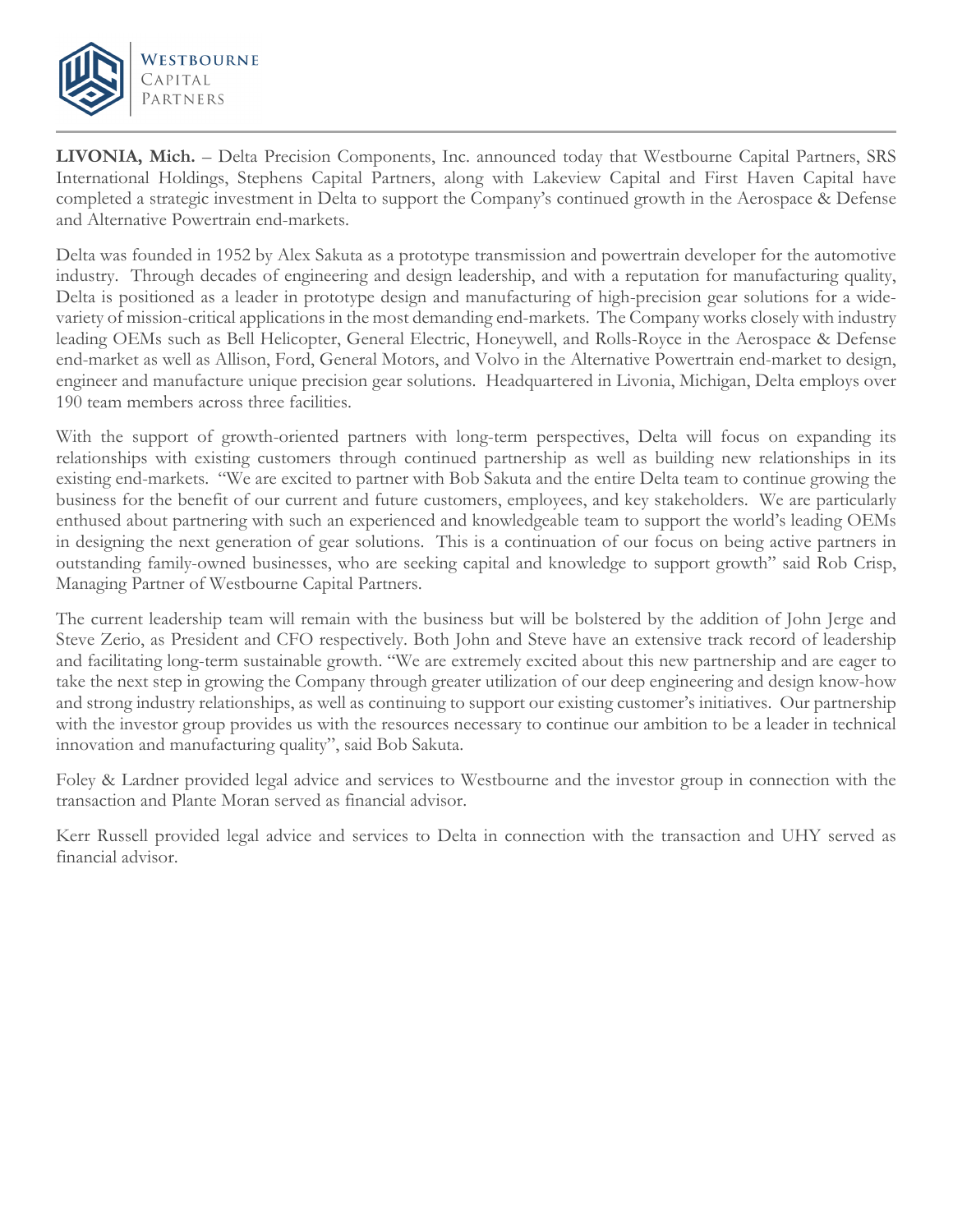**LIVONIA, Mich.** – Delta Precision Components, Inc. announced today that Westbourne Capital Partners, SRS International Holdings, Stephens Capital Partners, along with Lakeview Capital and First Haven Capital have completed a strategic investment in Delta to support the Company's continued growth in the Aerospace & Defense and Alternative Powertrain end-markets.

Delta was founded in 1952 by Alex Sakuta as a prototype transmission and powertrain developer for the automotive industry. Through decades of engineering and design leadership, and with a reputation for manufacturing quality, Delta is positioned as a leader in prototype design and manufacturing of high-precision gear solutions for a wide-variety of mission-critical applications in the most demanding end-markets. The Company works closely with industry leading OEMs such as Bell Helicopter, General Electric, Honeywell, and Rolls-Royce in the Aerospace & Defense end-market as well as Allison, Ford, General Motors, and Volvo in the Alternative Powertrain end-market to design, engineer and manufacture unique precision gear solutions. Headquartered in Livonia, Michigan, Delta employs over 190 team members across three facilities.

With the support of growth-oriented partners with long-term perspectives, Delta will focus on expanding its relationships with existing customers through continued partnership as well as building new relationships in its existing end-markets. "We are excited to partner with Bob Sakuta and the entire Delta team to continue growing the business for the benefit of our current and future customers, employees, and key stakeholders. We are particularly enthused about partnering with such an experienced and knowledgeable team to support the world's leading OEMs in designing the next generation of gear solutions. This is a continuation of our focus on being active partners in outstanding family-owned businesses, who are seeking capital and knowledge to support growth" said Rob Crisp, Managing Partner of Westbourne Capital Partners.

The current leadership team will remain with the business but will be bolstered by the addition of John Jerge and Steve Zerio, as President and CFO respectively. Both John and Steve have an extensive track record of leadership and facilitating long-term sustainable growth. "We are extremely excited about this new partnership and are eager to take the next step in growing the Company through greater utilization of our deep engineering and design know-how and strong industry relationships, as well as continuing to support our existing customer's initiatives. Our partnership with the investor group provides us with the resources necessary to continue our ambition to be a leader in technical innovation and manufacturing quality", said Bob Sakuta.

Foley & Lardner provided legal advice and services to Westbourne and the investor group in connection with the transaction and Plante Moran served as financial advisor.

Kerr Russell provided legal advice and services to Delta in connection with the transaction and UHY served as financial advisor.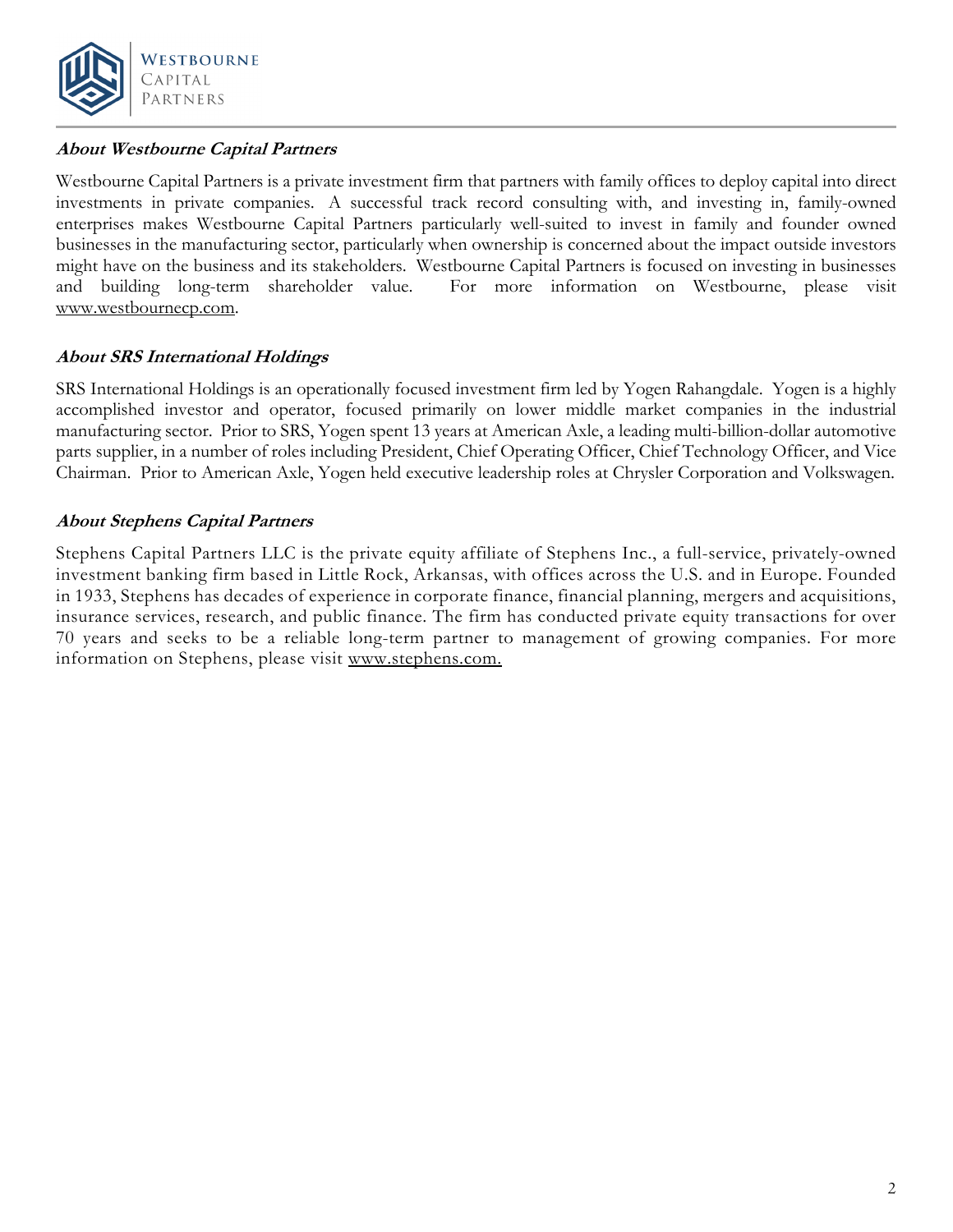***About Westbourne Capital Partners***

Westbourne Capital Partners is a private investment firm that partners with family offices to deploy capital into direct investments in private companies. A successful track record consulting with, and investing in, family-owned enterprises makes Westbourne Capital Partners particularly well-suited to invest in family and founder owned businesses in the manufacturing sector, particularly when ownership is concerned about the impact outside investors might have on the business and its stakeholders. Westbourne Capital Partners is focused on investing in businesses and building long-term shareholder value. For more information on Westbourne, please visit www.westbournecp.com.

***About SRS International Holdings***

SRS International Holdings is an operationally focused investment firm led by Yogen Rahangdale. Yogen is a highly accomplished investor and operator, focused primarily on lower middle market companies in the industrial manufacturing sector. Prior to SRS, Yogen spent 13 years at American Axle, a leading multi-billion-dollar automotive parts supplier, in a number of roles including President, Chief Operating Officer, Chief Technology Officer, and Vice Chairman. Prior to American Axle, Yogen held executive leadership roles at Chrysler Corporation and Volkswagen.

***About Stephens Capital Partners***

Stephens Capital Partners LLC is the private equity affiliate of Stephens Inc., a full-service, privately-owned investment banking firm based in Little Rock, Arkansas, with offices across the U.S. and in Europe. Founded in 1933, Stephens has decades of experience in corporate finance, financial planning, mergers and acquisitions, insurance services, research, and public finance. The firm has conducted private equity transactions for over 70 years and seeks to be a reliable long-term partner to management of growing companies. For more information on Stephens, please visit www.stephens.com.